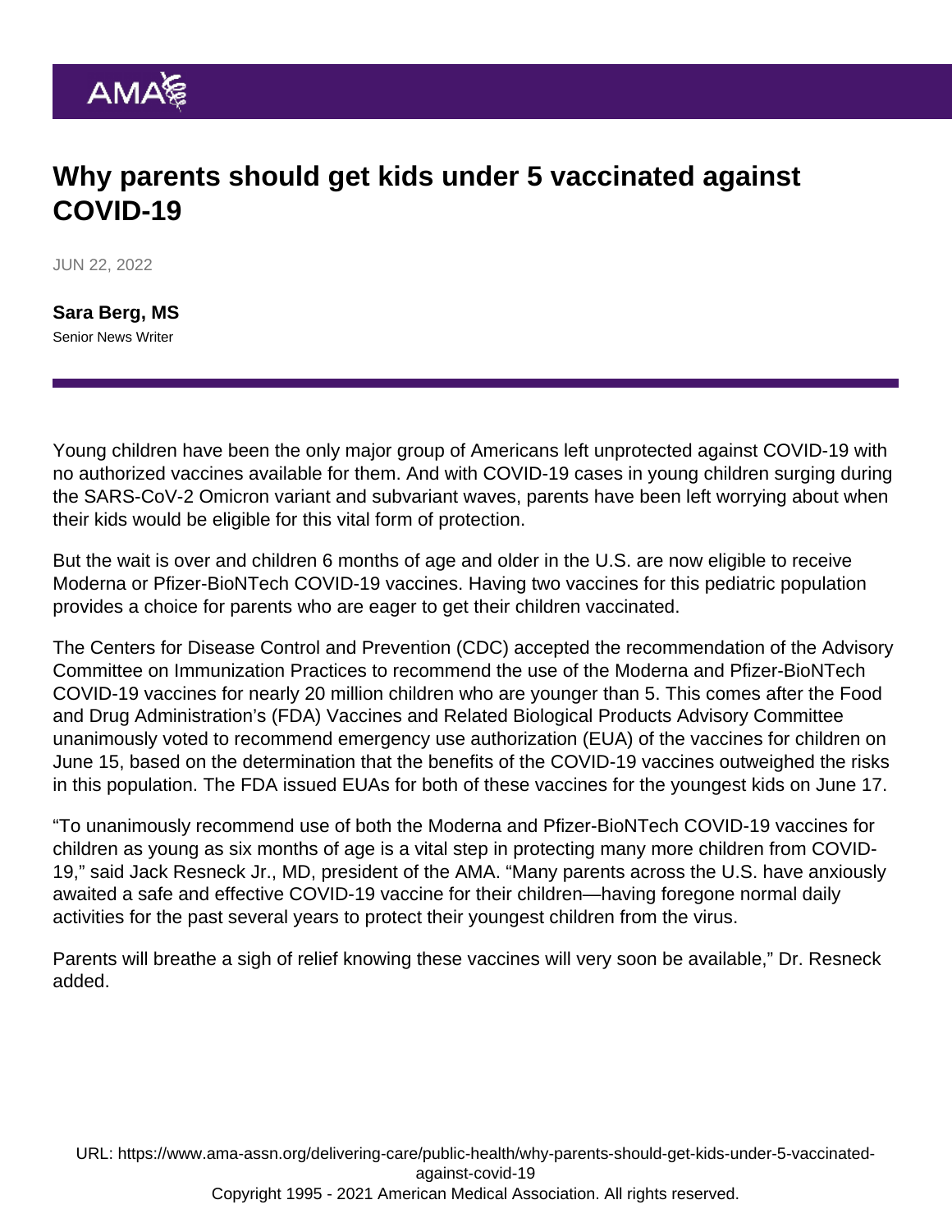# Why parents should get kids under 5 vaccinated against COVID-19

JUN 22, 2022

**Sara Berg, MS**
Senior News Writer

Young children have been the only major group of Americans left unprotected against COVID-19 with no authorized vaccines available for them. And with COVID-19 cases in young children surging during the SARS-CoV-2 Omicron variant and subvariant waves, parents have been left worrying about when their kids would be eligible for this vital form of protection.

But the wait is over and children 6 months of age and older in the U.S. are now eligible to receive Moderna or Pfizer-BioNTech COVID-19 vaccines. Having two vaccines for this pediatric population provides a choice for parents who are eager to get their children vaccinated.

The Centers for Disease Control and Prevention (CDC) accepted the recommendation of the Advisory Committee on Immunization Practices to recommend the use of the Moderna and Pfizer-BioNTech COVID-19 vaccines for nearly 20 million children who are younger than 5. This comes after the Food and Drug Administration's (FDA) Vaccines and Related Biological Products Advisory Committee unanimously voted to recommend emergency use authorization (EUA) of the vaccines for children on June 15, based on the determination that the benefits of the COVID-19 vaccines outweighed the risks in this population. The FDA issued EUAs for both of these vaccines for the youngest kids on June 17.

"To unanimously recommend use of both the Moderna and Pfizer-BioNTech COVID-19 vaccines for children as young as six months of age is a vital step in protecting many more children from COVID-19," said Jack Resneck Jr., MD, president of the AMA. "Many parents across the U.S. have anxiously awaited a safe and effective COVID-19 vaccine for their children—having foregone normal daily activities for the past several years to protect their youngest children from the virus.

Parents will breathe a sigh of relief knowing these vaccines will very soon be available," Dr. Resneck added.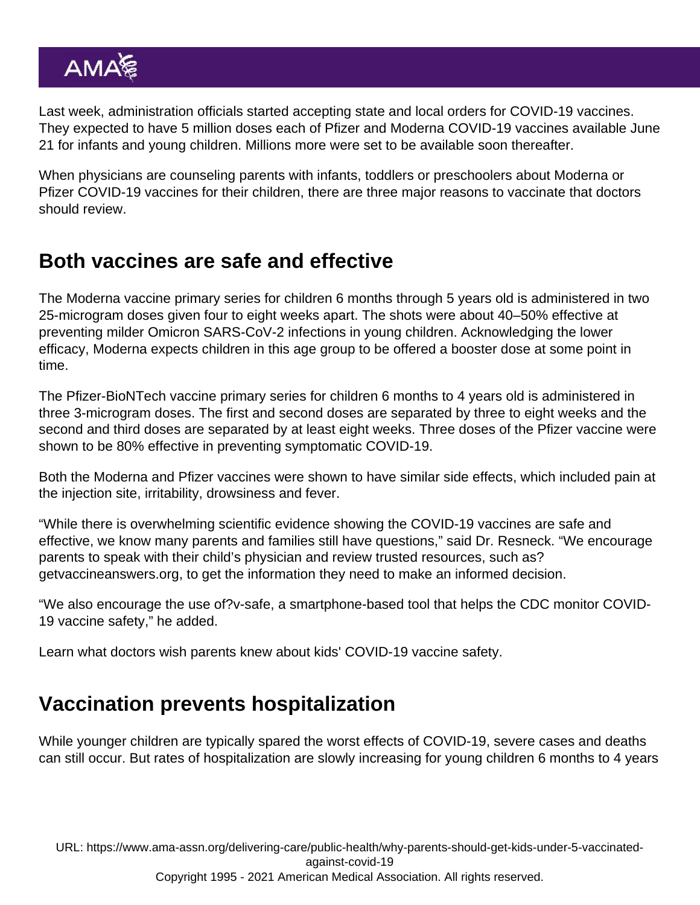Last week, administration officials started accepting state and local orders for COVID-19 vaccines. They expected to have 5 million doses each of Pfizer and Moderna COVID-19 vaccines available June 21 for infants and young children. Millions more were set to be available soon thereafter.

When physicians are counseling parents with infants, toddlers or preschoolers about Moderna or Pfizer COVID-19 vaccines for their children, there are three major reasons to vaccinate that doctors should review.

## Both vaccines are safe and effective

The Moderna vaccine primary series for children 6 months through 5 years old is administered in two 25-microgram doses given four to eight weeks apart. The shots were about 40–50% effective at preventing milder Omicron SARS-CoV-2 infections in young children. Acknowledging the lower efficacy, Moderna expects children in this age group to be offered a booster dose at some point in time.

The Pfizer-BioNTech vaccine primary series for children 6 months to 4 years old is administered in three 3-microgram doses. The first and second doses are separated by three to eight weeks and the second and third doses are separated by at least eight weeks. Three doses of the Pfizer vaccine were shown to be 80% effective in preventing symptomatic COVID-19.

Both the Moderna and Pfizer vaccines were shown to have similar side effects, which included pain at the injection site, irritability, drowsiness and fever.

"While there is overwhelming scientific evidence showing the COVID-19 vaccines are safe and effective, we know many parents and families still have questions," said Dr. Resneck. "We encourage parents to speak with their child's physician and review trusted resources, such as? getvaccineanswers.org, to get the information they need to make an informed decision.

"We also encourage the use of?v-safe, a smartphone-based tool that helps the CDC monitor COVID-19 vaccine safety," he added.

Learn what doctors wish parents knew about kids' COVID-19 vaccine safety.

## Vaccination prevents hospitalization

While younger children are typically spared the worst effects of COVID-19, severe cases and deaths can still occur. But rates of hospitalization are slowly increasing for young children 6 months to 4 years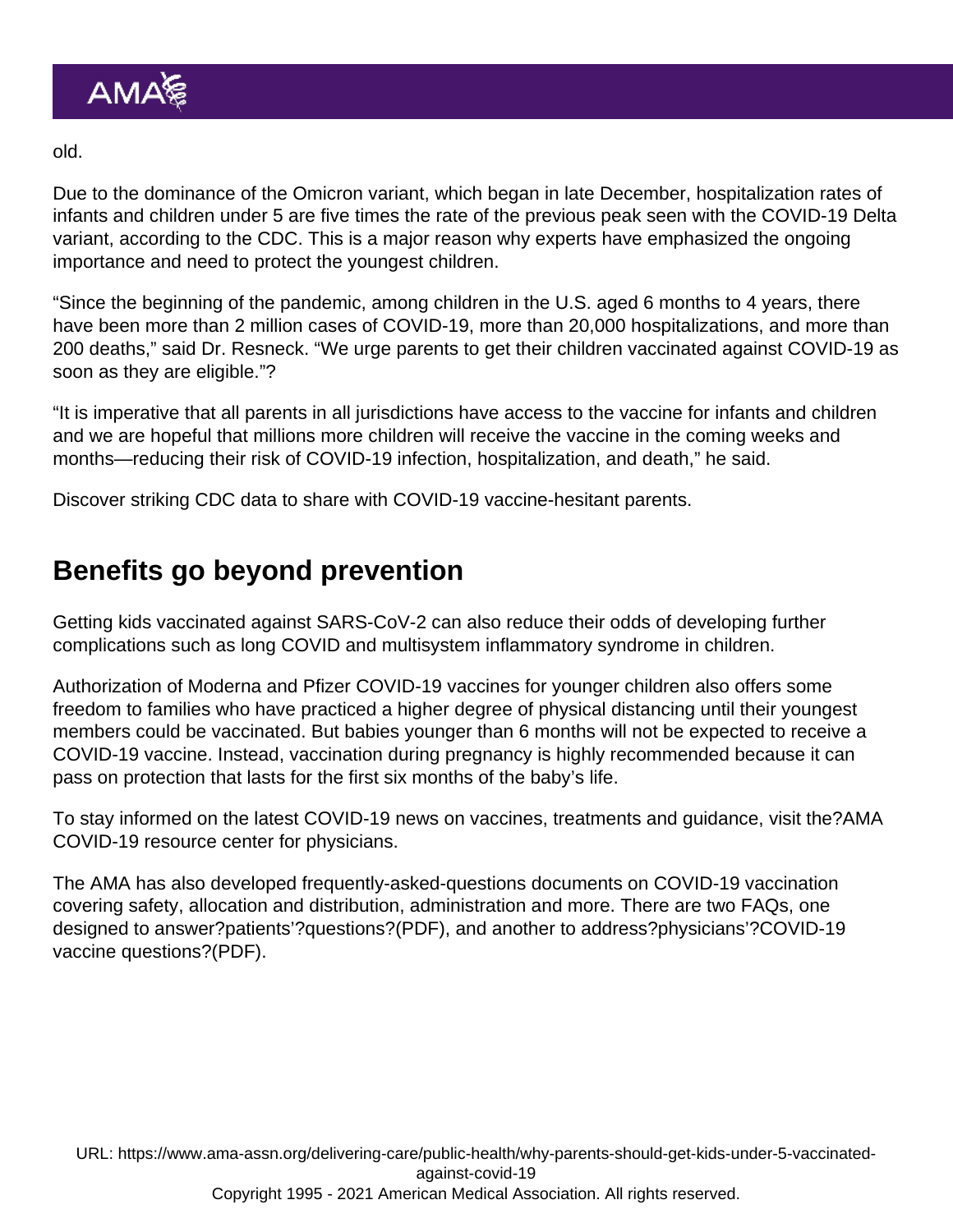old.

Due to the dominance of the Omicron variant, which began in late December, hospitalization rates of infants and children under 5 are five times the rate of the previous peak seen with the COVID-19 Delta variant, according to the CDC. This is a major reason why experts have emphasized the ongoing importance and need to protect the youngest children.

“Since the beginning of the pandemic, among children in the U.S. aged 6 months to 4 years, there have been more than 2 million cases of COVID-19, more than 20,000 hospitalizations, and more than 200 deaths,” said Dr. Resneck. “We urge parents to get their children vaccinated against COVID-19 as soon as they are eligible.”?

“It is imperative that all parents in all jurisdictions have access to the vaccine for infants and children and we are hopeful that millions more children will receive the vaccine in the coming weeks and months—reducing their risk of COVID-19 infection, hospitalization, and death,” he said.

Discover striking CDC data to share with COVID-19 vaccine-hesitant parents.

## Benefits go beyond prevention

Getting kids vaccinated against SARS-CoV-2 can also reduce their odds of developing further complications such as long COVID and multisystem inflammatory syndrome in children.

Authorization of Moderna and Pfizer COVID-19 vaccines for younger children also offers some freedom to families who have practiced a higher degree of physical distancing until their youngest members could be vaccinated. But babies younger than 6 months will not be expected to receive a COVID-19 vaccine. Instead, vaccination during pregnancy is highly recommended because it can pass on protection that lasts for the first six months of the baby’s life.

To stay informed on the latest COVID-19 news on vaccines, treatments and guidance, visit the?AMA COVID-19 resource center for physicians.

The AMA has also developed frequently-asked-questions documents on COVID-19 vaccination covering safety, allocation and distribution, administration and more. There are two FAQs, one designed to answer?patients’?questions?(PDF), and another to address?physicians’?COVID-19 vaccine questions?(PDF).